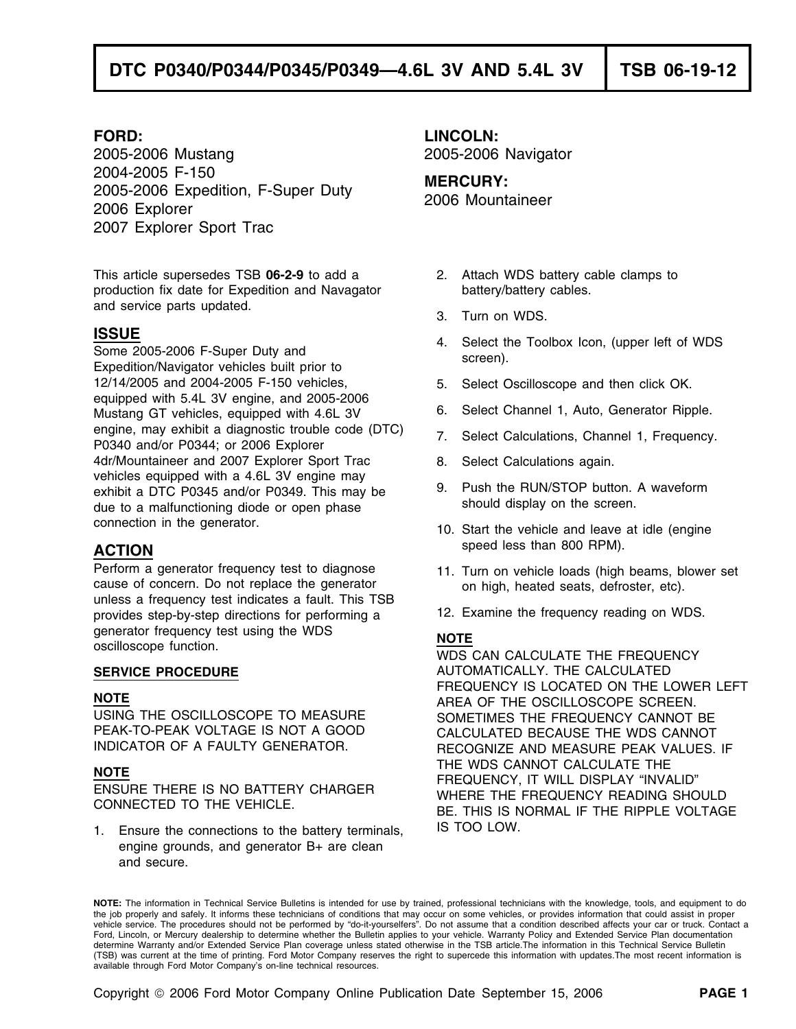# DTC P0340/P0344/P0345/P0349—4.6L 3V AND 5.4L 3V — TSB 06-19-12

**FORD:**
2005-2006 Mustang
2004-2005 F-150
2005-2006 Expedition, F-Super Duty
2006 Explorer
2007 Explorer Sport Trac

**LINCOLN:**
2005-2006 Navigator

**MERCURY:**
2006 Mountaineer

This article supersedes TSB **06-2-9** to add a production fix date for Expedition and Navagator and service parts updated.

## ISSUE

Some 2005-2006 F-Super Duty and Expedition/Navigator vehicles built prior to 12/14/2005 and 2004-2005 F-150 vehicles, equipped with 5.4L 3V engine, and 2005-2006 Mustang GT vehicles, equipped with 4.6L 3V engine, may exhibit a diagnostic trouble code (DTC) P0340 and/or P0344; or 2006 Explorer 4dr/Mountaineer and 2007 Explorer Sport Trac vehicles equipped with a 4.6L 3V engine may exhibit a DTC P0345 and/or P0349. This may be due to a malfunctioning diode or open phase connection in the generator.

## ACTION

Perform a generator frequency test to diagnose cause of concern. Do not replace the generator unless a frequency test indicates a fault. This TSB provides step-by-step directions for performing a generator frequency test using the WDS oscilloscope function.

### SERVICE PROCEDURE

**NOTE**
USING THE OSCILLOSCOPE TO MEASURE PEAK-TO-PEAK VOLTAGE IS NOT A GOOD INDICATOR OF A FAULTY GENERATOR.

**NOTE**
ENSURE THERE IS NO BATTERY CHARGER CONNECTED TO THE VEHICLE.

1. Ensure the connections to the battery terminals, engine grounds, and generator B+ are clean and secure.
2. Attach WDS battery cable clamps to battery/battery cables.
3. Turn on WDS.
4. Select the Toolbox Icon, (upper left of WDS screen).
5. Select Oscilloscope and then click OK.
6. Select Channel 1, Auto, Generator Ripple.
7. Select Calculations, Channel 1, Frequency.
8. Select Calculations again.
9. Push the RUN/STOP button. A waveform should display on the screen.
10. Start the vehicle and leave at idle (engine speed less than 800 RPM).
11. Turn on vehicle loads (high beams, blower set on high, heated seats, defroster, etc).
12. Examine the frequency reading on WDS.

**NOTE**
WDS CAN CALCULATE THE FREQUENCY AUTOMATICALLY. THE CALCULATED FREQUENCY IS LOCATED ON THE LOWER LEFT AREA OF THE OSCILLOSCOPE SCREEN. SOMETIMES THE FREQUENCY CANNOT BE CALCULATED BECAUSE THE WDS CANNOT RECOGNIZE AND MEASURE PEAK VALUES. IF THE WDS CANNOT CALCULATE THE FREQUENCY, IT WILL DISPLAY "INVALID" WHERE THE FREQUENCY READING SHOULD BE. THIS IS NORMAL IF THE RIPPLE VOLTAGE IS TOO LOW.

**NOTE:** The information in Technical Service Bulletins is intended for use by trained, professional technicians with the knowledge, tools, and equipment to do the job properly and safely. It informs these technicians of conditions that may occur on some vehicles, or provides information that could assist in proper vehicle service. The procedures should not be performed by "do-it-yourselfers". Do not assume that a condition described affects your car or truck. Contact a Ford, Lincoln, or Mercury dealership to determine whether the Bulletin applies to your vehicle. Warranty Policy and Extended Service Plan documentation determine Warranty and/or Extended Service Plan coverage unless stated otherwise in the TSB article.The information in this Technical Service Bulletin (TSB) was current at the time of printing. Ford Motor Company reserves the right to supercede this information with updates.The most recent information is available through Ford Motor Company's on-line technical resources.

Copyright © 2006 Ford Motor Company Online Publication Date September 15, 2006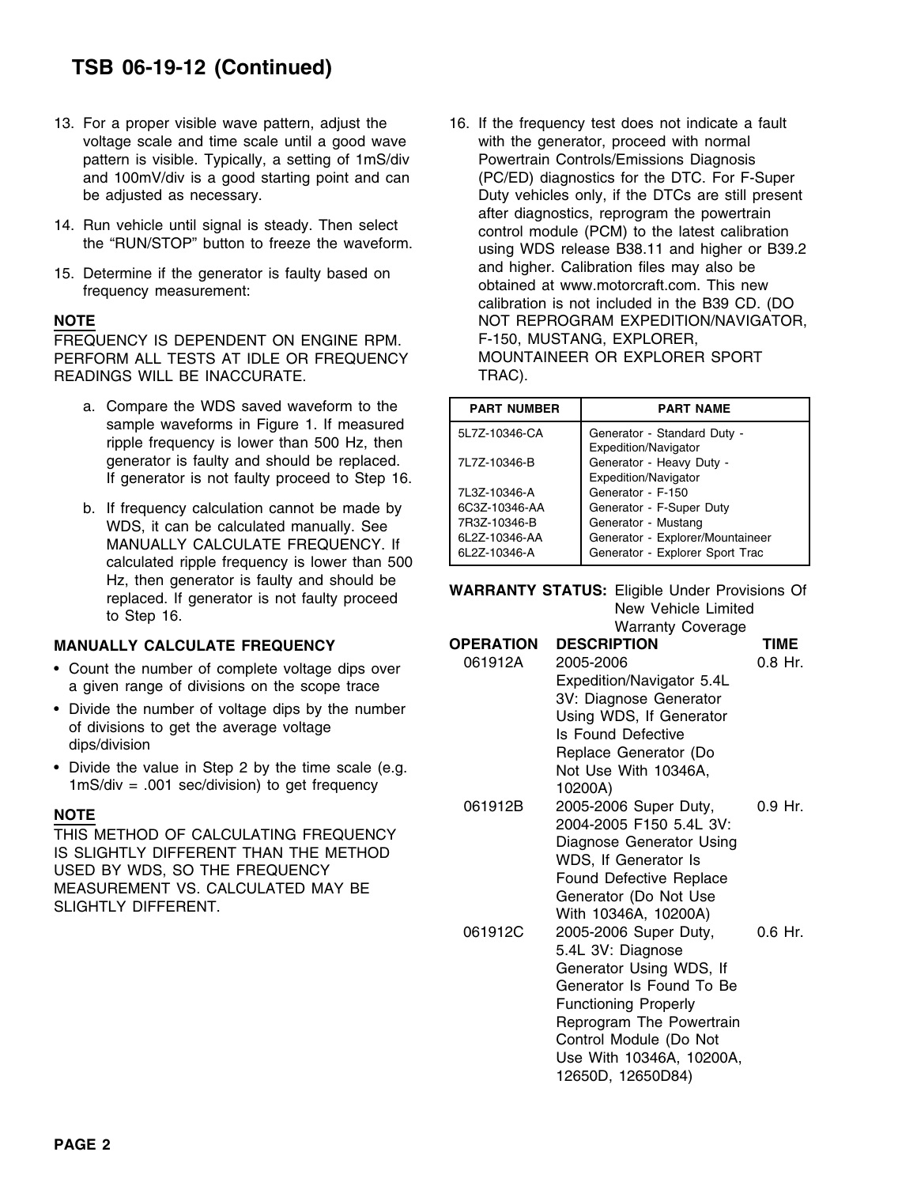# TSB 06-19-12 (Continued)

13. For a proper visible wave pattern, adjust the voltage scale and time scale until a good wave pattern is visible. Typically, a setting of 1mS/div and 100mV/div is a good starting point and can be adjusted as necessary.

14. Run vehicle until signal is steady. Then select the "RUN/STOP" button to freeze the waveform.

15. Determine if the generator is faulty based on frequency measurement:

**NOTE**

FREQUENCY IS DEPENDENT ON ENGINE RPM. PERFORM ALL TESTS AT IDLE OR FREQUENCY READINGS WILL BE INACCURATE.

   a. Compare the WDS saved waveform to the sample waveforms in Figure 1. If measured ripple frequency is lower than 500 Hz, then generator is faulty and should be replaced. If generator is not faulty proceed to Step 16.

   b. If frequency calculation cannot be made by WDS, it can be calculated manually. See MANUALLY CALCULATE FREQUENCY. If calculated ripple frequency is lower than 500 Hz, then generator is faulty and should be replaced. If generator is not faulty proceed to Step 16.

### MANUALLY CALCULATE FREQUENCY

- Count the number of complete voltage dips over a given range of divisions on the scope trace
- Divide the number of voltage dips by the number of divisions to get the average voltage dips/division
- Divide the value in Step 2 by the time scale (e.g. 1mS/div = .001 sec/division) to get frequency

**NOTE**

THIS METHOD OF CALCULATING FREQUENCY IS SLIGHTLY DIFFERENT THAN THE METHOD USED BY WDS, SO THE FREQUENCY MEASUREMENT VS. CALCULATED MAY BE SLIGHTLY DIFFERENT.

16. If the frequency test does not indicate a fault with the generator, proceed with normal Powertrain Controls/Emissions Diagnosis (PC/ED) diagnostics for the DTC. For F-Super Duty vehicles only, if the DTCs are still present after diagnostics, reprogram the powertrain control module (PCM) to the latest calibration using WDS release B38.11 and higher or B39.2 and higher. Calibration files may also be obtained at www.motorcraft.com. This new calibration is not included in the B39 CD. (DO NOT REPROGRAM EXPEDITION/NAVIGATOR, F-150, MUSTANG, EXPLORER, MOUNTAINEER OR EXPLORER SPORT TRAC).

| PART NUMBER | PART NAME |
|---|---|
| 5L7Z-10346-CA | Generator - Standard Duty - Expedition/Navigator |
| 7L7Z-10346-B | Generator - Heavy Duty - Expedition/Navigator |
| 7L3Z-10346-A | Generator - F-150 |
| 6C3Z-10346-AA | Generator - F-Super Duty |
| 7R3Z-10346-B | Generator - Mustang |
| 6L2Z-10346-AA | Generator - Explorer/Mountaineer |
| 6L2Z-10346-A | Generator - Explorer Sport Trac |

**WARRANTY STATUS:** Eligible Under Provisions Of New Vehicle Limited Warranty Coverage

| OPERATION | DESCRIPTION | TIME |
|---|---|---|
| 061912A | 2005-2006 Expedition/Navigator 5.4L 3V: Diagnose Generator Using WDS, If Generator Is Found Defective Replace Generator (Do Not Use With 10346A, 10200A) | 0.8 Hr. |
| 061912B | 2005-2006 Super Duty, 2004-2005 F150 5.4L 3V: Diagnose Generator Using WDS, If Generator Is Found Defective Replace Generator (Do Not Use With 10346A, 10200A) | 0.9 Hr. |
| 061912C | 2005-2006 Super Duty, 5.4L 3V: Diagnose Generator Using WDS, If Generator Is Found To Be Functioning Properly Reprogram The Powertrain Control Module (Do Not Use With 10346A, 10200A, 12650D, 12650D84) | 0.6 Hr. |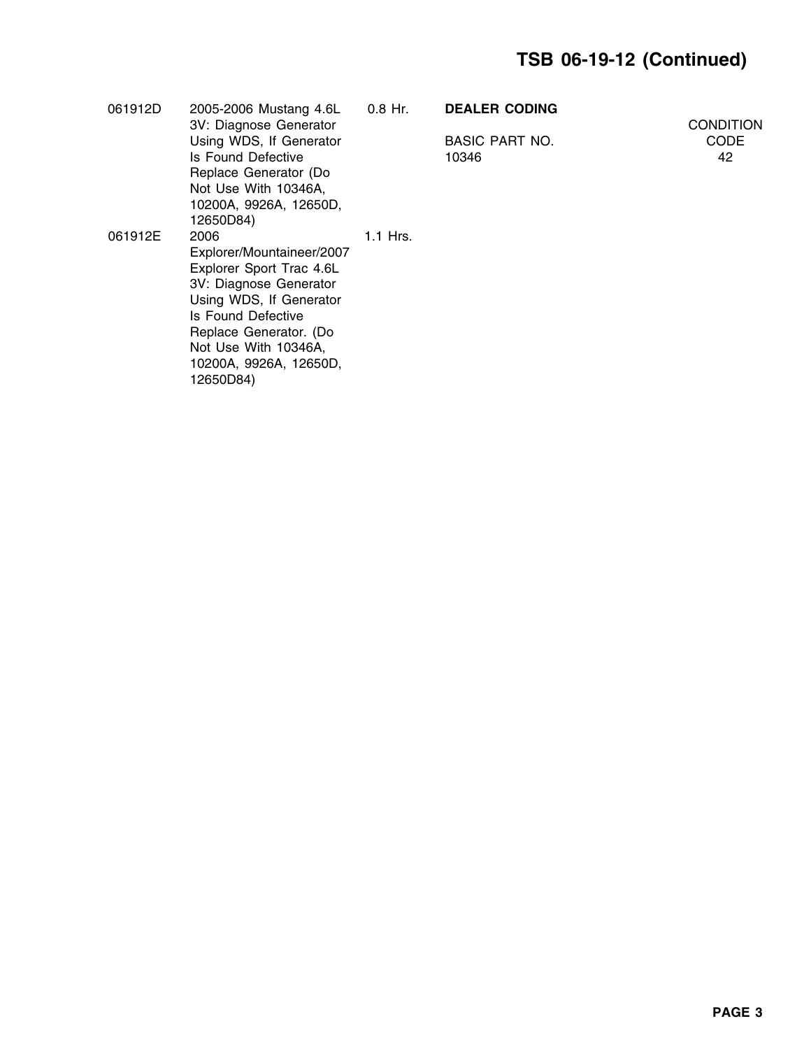| | | | |
|---|---|---|---|
| 061912D | 2005-2006 Mustang 4.6L 3V: Diagnose Generator Using WDS, If Generator Is Found Defective Replace Generator (Do Not Use With 10346A, 10200A, 9926A, 12650D, 12650D84) | 0.8 Hr. | |
| 061912E | 2006 Explorer/Mountaineer/2007 Explorer Sport Trac 4.6L 3V: Diagnose Generator Using WDS, If Generator Is Found Defective Replace Generator. (Do Not Use With 10346A, 10200A, 9926A, 12650D, 12650D84) | 1.1 Hrs. | |

**DEALER CODING**

| BASIC PART NO. | CONDITION CODE |
|---|---|
| 10346 | 42 |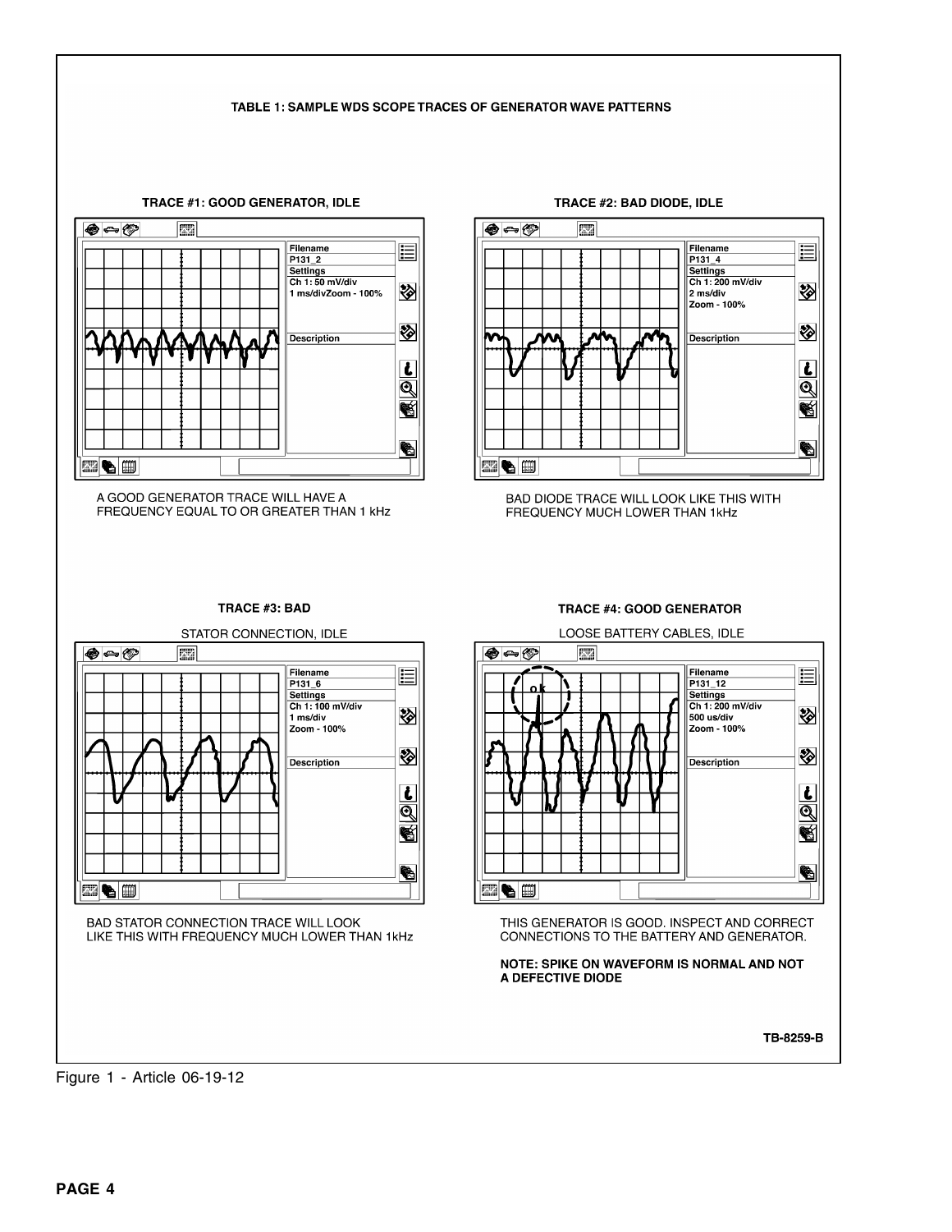**TABLE 1: SAMPLE WDS SCOPE TRACES OF GENERATOR WAVE PATTERNS**

**TRACE #1: GOOD GENERATOR, IDLE**

Filename
P131_2
Settings
Ch 1: 50 mV/div
1 ms/divZoom - 100%
Description

A GOOD GENERATOR TRACE WILL HAVE A FREQUENCY EQUAL TO OR GREATER THAN 1 kHz

**TRACE #2: BAD DIODE, IDLE**

Filename
P131_4
Settings
Ch 1: 200 mV/div
2 ms/div
Zoom - 100%
Description

BAD DIODE TRACE WILL LOOK LIKE THIS WITH FREQUENCY MUCH LOWER THAN 1kHz

**TRACE #3: BAD**

STATOR CONNECTION, IDLE

Filename
P131_6
Settings
Ch 1: 100 mV/div
1 ms/div
Zoom - 100%
Description

BAD STATOR CONNECTION TRACE WILL LOOK LIKE THIS WITH FREQUENCY MUCH LOWER THAN 1kHz

**TRACE #4: GOOD GENERATOR**

LOOSE BATTERY CABLES, IDLE

ok

Filename
P131_12
Settings
Ch 1: 200 mV/div
500 us/div
Zoom - 100%
Description

THIS GENERATOR IS GOOD. INSPECT AND CORRECT CONNECTIONS TO THE BATTERY AND GENERATOR.

**NOTE: SPIKE ON WAVEFORM IS NORMAL AND NOT A DEFECTIVE DIODE**

TB-8259-B

Figure 1 - Article 06-19-12